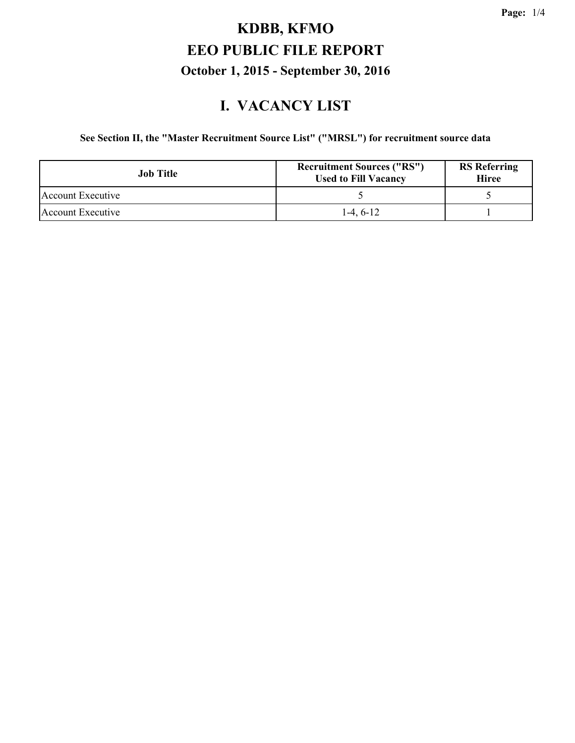# KDBB, KFMO

# EEO PUBLIC FILE REPORT

## October 1, 2015 - September 30, 2016

## I. VACANCY LIST

**See Section II, the "Master Recruitment Source List" ("MRSL") for recruitment source data**

| Job Title | Recruitment Sources ("RS") Used to Fill Vacancy | RS Referring Hiree |
|---|---|---|
| Account Executive | 5 | 5 |
| Account Executive | 1-4, 6-12 | 1 |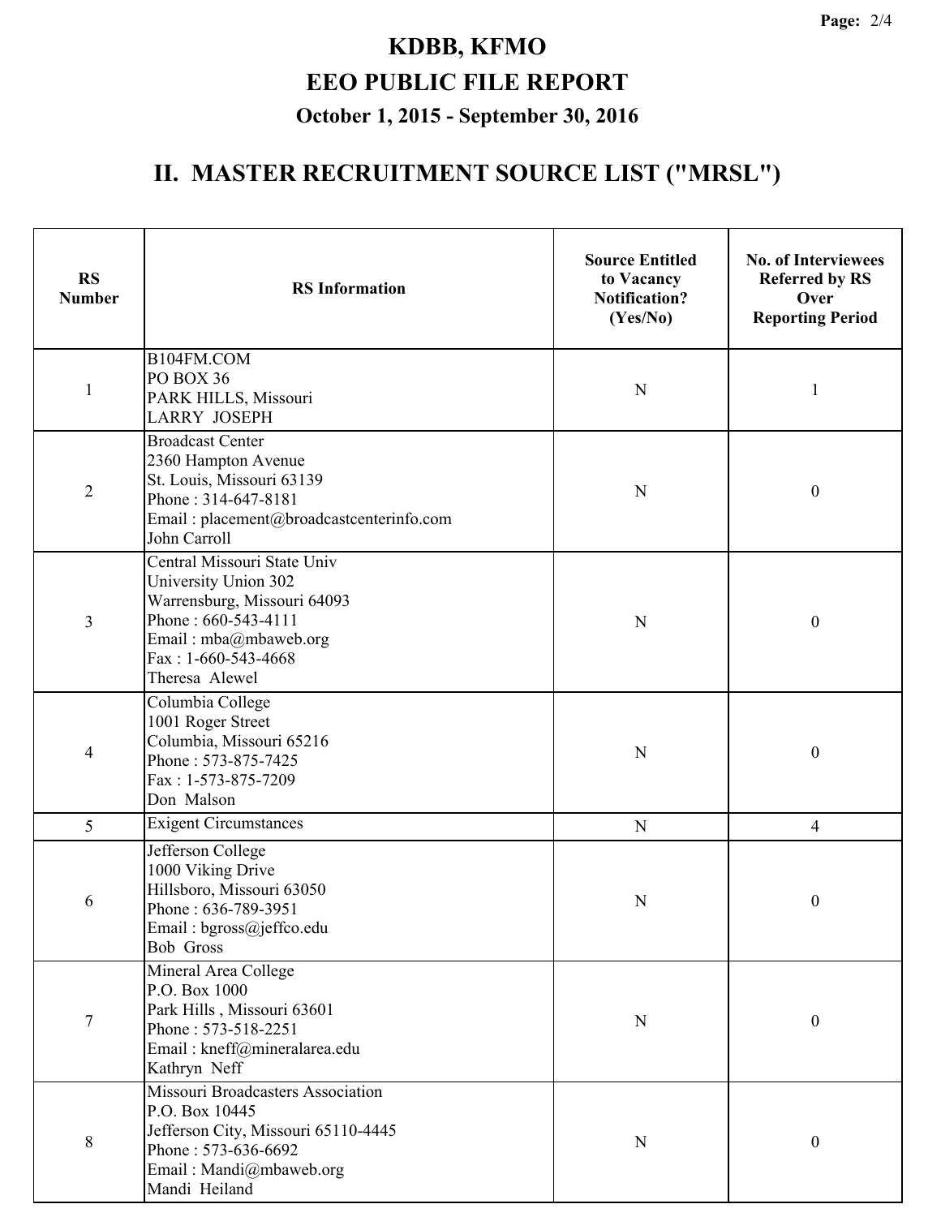# KDBB, KFMO

# EEO PUBLIC FILE REPORT

## October 1, 2015 - September 30, 2016

## II. MASTER RECRUITMENT SOURCE LIST ("MRSL")

| RS Number | RS Information | Source Entitled to Vacancy Notification? (Yes/No) | No. of Interviewees Referred by RS Over Reporting Period |
|---|---|---|---|
| 1 | B104FM.COM<br>PO BOX 36<br>PARK HILLS, Missouri<br>LARRY JOSEPH | N | 1 |
| 2 | Broadcast Center<br>2360 Hampton Avenue<br>St. Louis, Missouri 63139<br>Phone : 314-647-8181<br>Email : placement@broadcastcenterinfo.com<br>John Carroll | N | 0 |
| 3 | Central Missouri State Univ<br>University Union 302<br>Warrensburg, Missouri 64093<br>Phone : 660-543-4111<br>Email : mba@mbaweb.org<br>Fax : 1-660-543-4668<br>Theresa Alewel | N | 0 |
| 4 | Columbia College<br>1001 Roger Street<br>Columbia, Missouri 65216<br>Phone : 573-875-7425<br>Fax : 1-573-875-7209<br>Don Malson | N | 0 |
| 5 | Exigent Circumstances | N | 4 |
| 6 | Jefferson College<br>1000 Viking Drive<br>Hillsboro, Missouri 63050<br>Phone : 636-789-3951<br>Email : bgross@jeffco.edu<br>Bob Gross | N | 0 |
| 7 | Mineral Area College<br>P.O. Box 1000<br>Park Hills , Missouri 63601<br>Phone : 573-518-2251<br>Email : kneff@mineralarea.edu<br>Kathryn Neff | N | 0 |
| 8 | Missouri Broadcasters Association<br>P.O. Box 10445<br>Jefferson City, Missouri 65110-4445<br>Phone : 573-636-6692<br>Email : Mandi@mbaweb.org<br>Mandi Heiland | N | 0 |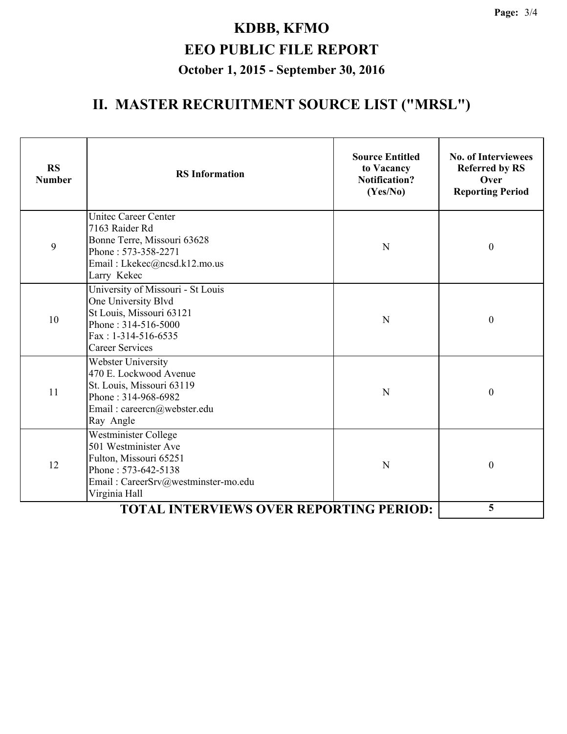# KDBB, KFMO

# EEO PUBLIC FILE REPORT

## October 1, 2015 - September 30, 2016

## II. MASTER RECRUITMENT SOURCE LIST ("MRSL")

| RS Number | RS Information | Source Entitled to Vacancy Notification? (Yes/No) | No. of Interviewees Referred by RS Over Reporting Period |
|---|---|---|---|
| 9 | Unitec Career Center<br>7163 Raider Rd<br>Bonne Terre, Missouri 63628<br>Phone : 573-358-2271<br>Email : Lkekec@ncsd.k12.mo.us<br>Larry Kekec | N | 0 |
| 10 | University of Missouri - St Louis<br>One University Blvd<br>St Louis, Missouri 63121<br>Phone : 314-516-5000<br>Fax : 1-314-516-6535<br>Career Services | N | 0 |
| 11 | Webster University<br>470 E. Lockwood Avenue<br>St. Louis, Missouri 63119<br>Phone : 314-968-6982<br>Email : careercn@webster.edu<br>Ray Angle | N | 0 |
| 12 | Westminister College<br>501 Westminister Ave<br>Fulton, Missouri 65251<br>Phone : 573-642-5138<br>Email : CareerSrv@westminster-mo.edu<br>Virginia Hall | N | 0 |
| | **TOTAL INTERVIEWS OVER REPORTING PERIOD:** | | **5** |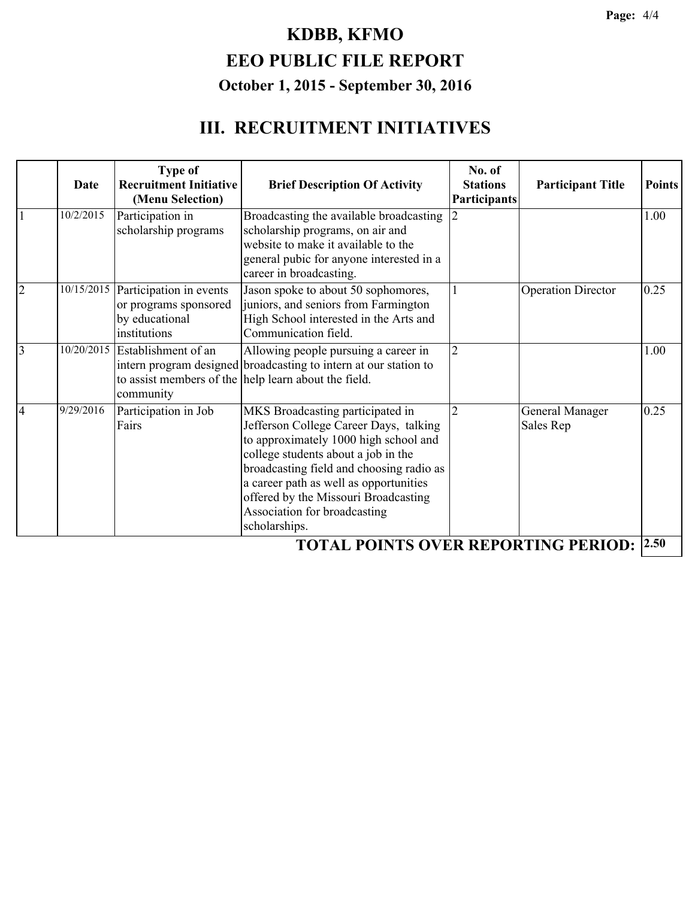# KDBB, KFMO

# EEO PUBLIC FILE REPORT

### October 1, 2015 - September 30, 2016

## III. RECRUITMENT INITIATIVES

| | Date | Type of Recruitment Initiative (Menu Selection) | Brief Description Of Activity | No. of Stations Participants | Participant Title | Points |
|---|---|---|---|---|---|---|
| 1 | 10/2/2015 | Participation in scholarship programs | Broadcasting the available broadcasting scholarship programs, on air and website to make it available to the general pubic for anyone interested in a career in broadcasting. | 2 | | 1.00 |
| 2 | 10/15/2015 | Participation in events or programs sponsored by educational institutions | Jason spoke to about 50 sophomores, juniors, and seniors from Farmington High School interested in the Arts and Communication field. | 1 | Operation Director | 0.25 |
| 3 | 10/20/2015 | Establishment of an intern program designed to assist members of the community | Allowing people pursuing a career in broadcasting to intern at our station to help learn about the field. | 2 | | 1.00 |
| 4 | 9/29/2016 | Participation in Job Fairs | MKS Broadcasting participated in Jefferson College Career Days, talking to approximately 1000 high school and college students about a job in the broadcasting field and choosing radio as a career path as well as opportunities offered by the Missouri Broadcasting Association for broadcasting scholarships. | 2 | General Manager Sales Rep | 0.25 |
| | | | | | **TOTAL POINTS OVER REPORTING PERIOD:** | **2.50** |